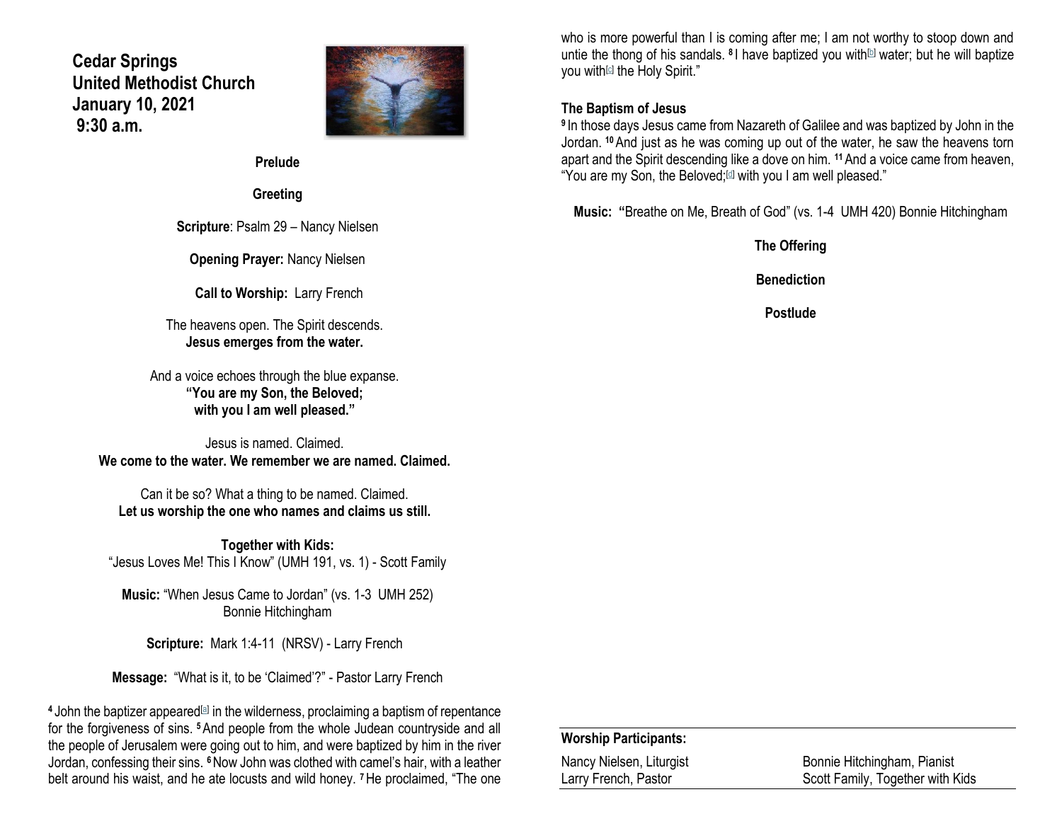# Cedar Springs United Methodist Church
## January 10, 2021
## 9:30 a.m.

**Prelude**

**Greeting**

**Scripture**: Psalm 29 – Nancy Nielsen

**Opening Prayer:** Nancy Nielsen

**Call to Worship:** Larry French

The heavens open. The Spirit descends.
**Jesus emerges from the water.**

And a voice echoes through the blue expanse.
**"You are my Son, the Beloved;**
**with you I am well pleased."**

Jesus is named. Claimed.
**We come to the water. We remember we are named. Claimed.**

Can it be so? What a thing to be named. Claimed.
**Let us worship the one who names and claims us still.**

**Together with Kids:**
"Jesus Loves Me! This I Know" (UMH 191, vs. 1) - Scott Family

**Music:** "When Jesus Came to Jordan" (vs. 1-3 UMH 252)
Bonnie Hitchingham

**Scripture:** Mark 1:4-11 (NRSV) - Larry French

**Message:** "What is it, to be 'Claimed'?" - Pastor Larry French

**4** John the baptizer appeared[a] in the wilderness, proclaiming a baptism of repentance for the forgiveness of sins. **5** And people from the whole Judean countryside and all the people of Jerusalem were going out to him, and were baptized by him in the river Jordan, confessing their sins. **6** Now John was clothed with camel's hair, with a leather belt around his waist, and he ate locusts and wild honey. **7** He proclaimed, "The one who is more powerful than I is coming after me; I am not worthy to stoop down and untie the thong of his sandals. **8** I have baptized you with[b] water; but he will baptize you with[c] the Holy Spirit."

**The Baptism of Jesus**

**9** In those days Jesus came from Nazareth of Galilee and was baptized by John in the Jordan. **10** And just as he was coming up out of the water, he saw the heavens torn apart and the Spirit descending like a dove on him. **11** And a voice came from heaven, "You are my Son, the Beloved;[d] with you I am well pleased."

**Music: "**Breathe on Me, Breath of God" (vs. 1-4 UMH 420) Bonnie Hitchingham

**The Offering**

**Benediction**

**Postlude**

**Worship Participants:**

| | |
|---|---|
| Nancy Nielsen, Liturgist | Bonnie Hitchingham, Pianist |
| Larry French, Pastor | Scott Family, Together with Kids |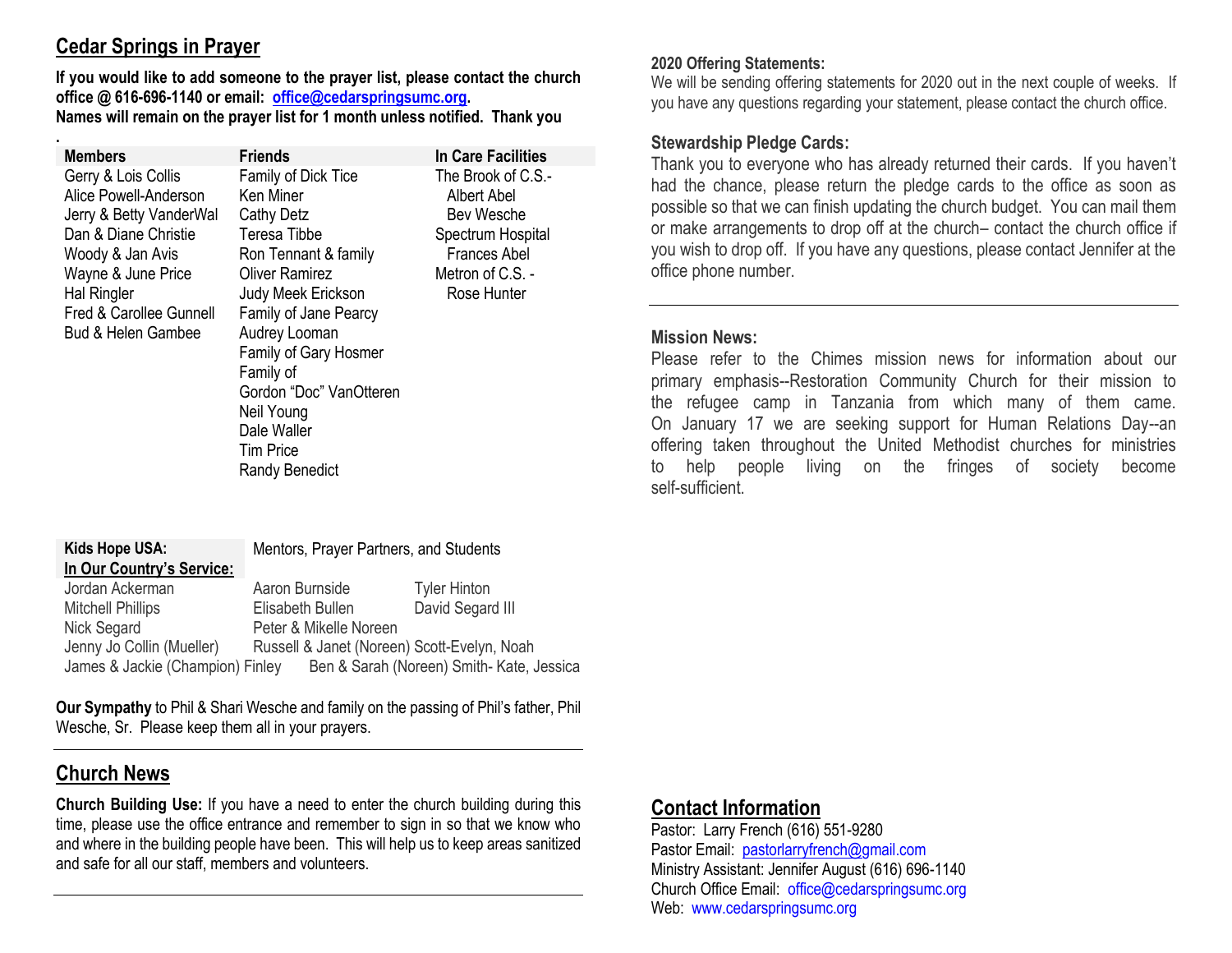## Cedar Springs in Prayer

**If you would like to add someone to the prayer list, please contact the church office @ 616-696-1140 or email: office@cedarspringsumc.org. Names will remain on the prayer list for 1 month unless notified. Thank you**

.

| Members | Friends | In Care Facilities |
|---|---|---|
| Gerry & Lois Collis | Family of Dick Tice | The Brook of C.S.- |
| Alice Powell-Anderson | Ken Miner | Albert Abel |
| Jerry & Betty VanderWal | Cathy Detz | Bev Wesche |
| Dan & Diane Christie | Teresa Tibbe | Spectrum Hospital |
| Woody & Jan Avis | Ron Tennant & family | Frances Abel |
| Wayne & June Price | Oliver Ramirez | Metron of C.S. - |
| Hal Ringler | Judy Meek Erickson | Rose Hunter |
| Fred & Carollee Gunnell | Family of Jane Pearcy | |
| Bud & Helen Gambee | Audrey Looman | |
| | Family of Gary Hosmer | |
| | Family of Gordon "Doc" VanOtteren | |
| | Neil Young | |
| | Dale Waller | |
| | Tim Price | |
| | Randy Benedict | |

**Kids Hope USA:** Mentors, Prayer Partners, and Students

**In Our Country's Service:**

| | | |
|---|---|---|
| Jordan Ackerman | Aaron Burnside | Tyler Hinton |
| Mitchell Phillips | Elisabeth Bullen | David Segard III |
| Nick Segard | Peter & Mikelle Noreen | |
| Jenny Jo Collin (Mueller) | Russell & Janet (Noreen) Scott-Evelyn, Noah | |
| James & Jackie (Champion) Finley | Ben & Sarah (Noreen) Smith- Kate, Jessica | |

**Our Sympathy** to Phil & Shari Wesche and family on the passing of Phil's father, Phil Wesche, Sr. Please keep them all in your prayers.

## Church News

**Church Building Use:** If you have a need to enter the church building during this time, please use the office entrance and remember to sign in so that we know who and where in the building people have been. This will help us to keep areas sanitized and safe for all our staff, members and volunteers.

**2020 Offering Statements:**
We will be sending offering statements for 2020 out in the next couple of weeks. If you have any questions regarding your statement, please contact the church office.

**Stewardship Pledge Cards:**
Thank you to everyone who has already returned their cards. If you haven't had the chance, please return the pledge cards to the office as soon as possible so that we can finish updating the church budget. You can mail them or make arrangements to drop off at the church– contact the church office if you wish to drop off. If you have any questions, please contact Jennifer at the office phone number.

**Mission News:**
Please refer to the Chimes mission news for information about our primary emphasis--Restoration Community Church for their mission to the refugee camp in Tanzania from which many of them came. On January 17 we are seeking support for Human Relations Day--an offering taken throughout the United Methodist churches for ministries to help people living on the fringes of society become self-sufficient.

## Contact Information

Pastor: Larry French (616) 551-9280
Pastor Email: pastorlarryfrench@gmail.com
Ministry Assistant: Jennifer August (616) 696-1140
Church Office Email: office@cedarspringsumc.org
Web: www.cedarspringsumc.org